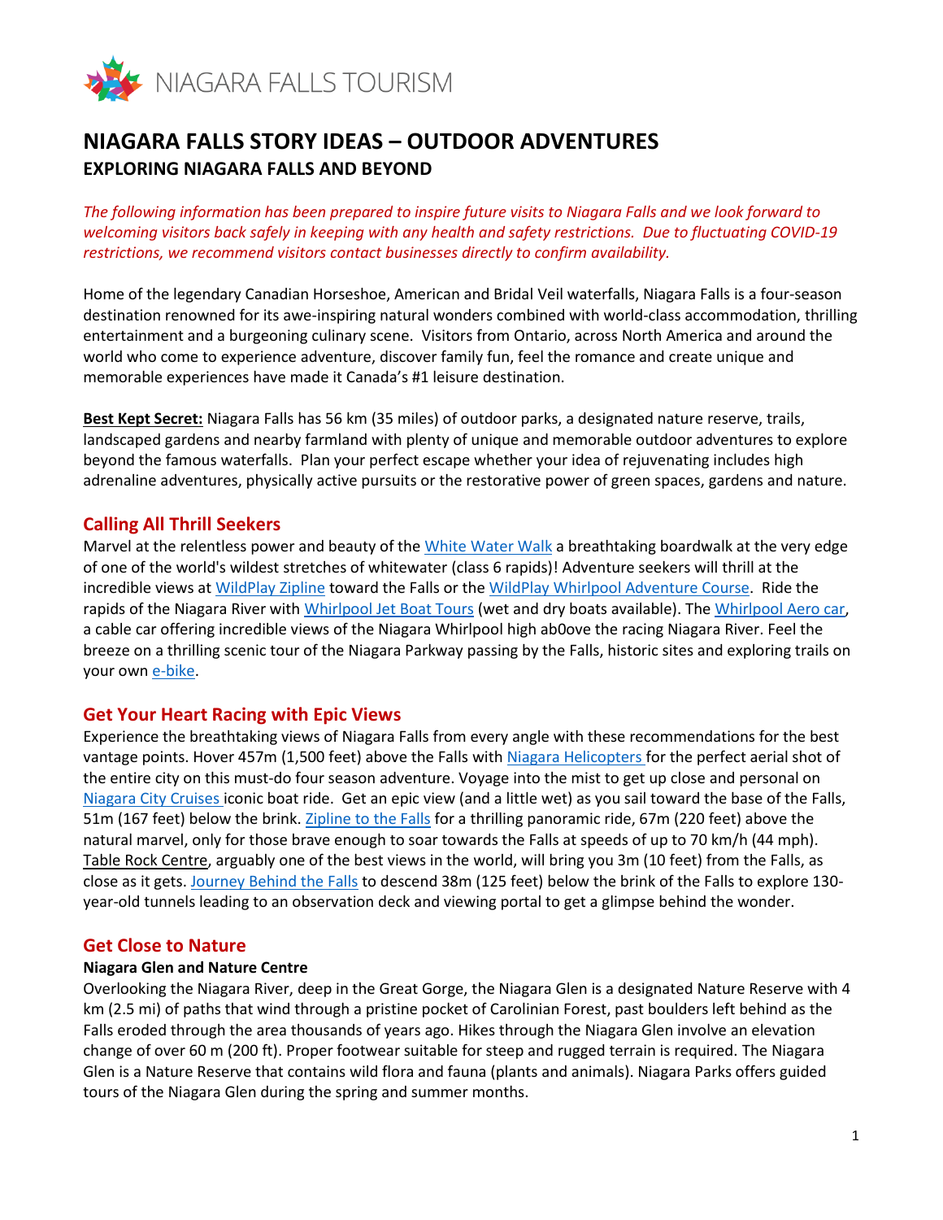NIAGARA FALLS TOURISM

# NIAGARA FALLS STORY IDEAS – OUTDOOR ADVENTURES

## EXPLORING NIAGARA FALLS AND BEYOND

*The following information has been prepared to inspire future visits to Niagara Falls and we look forward to welcoming visitors back safely in keeping with any health and safety restrictions. Due to fluctuating COVID-19 restrictions, we recommend visitors contact businesses directly to confirm availability.*

Home of the legendary Canadian Horseshoe, American and Bridal Veil waterfalls, Niagara Falls is a four-season destination renowned for its awe-inspiring natural wonders combined with world-class accommodation, thrilling entertainment and a burgeoning culinary scene. Visitors from Ontario, across North America and around the world who come to experience adventure, discover family fun, feel the romance and create unique and memorable experiences have made it Canada's #1 leisure destination.

**Best Kept Secret:** Niagara Falls has 56 km (35 miles) of outdoor parks, a designated nature reserve, trails, landscaped gardens and nearby farmland with plenty of unique and memorable outdoor adventures to explore beyond the famous waterfalls. Plan your perfect escape whether your idea of rejuvenating includes high adrenaline adventures, physically active pursuits or the restorative power of green spaces, gardens and nature.

### Calling All Thrill Seekers

Marvel at the relentless power and beauty of the White Water Walk a breathtaking boardwalk at the very edge of one of the world's wildest stretches of whitewater (class 6 rapids)! Adventure seekers will thrill at the incredible views at WildPlay Zipline toward the Falls or the WildPlay Whirlpool Adventure Course. Ride the rapids of the Niagara River with Whirlpool Jet Boat Tours (wet and dry boats available). The Whirlpool Aero car, a cable car offering incredible views of the Niagara Whirlpool high ab0ove the racing Niagara River. Feel the breeze on a thrilling scenic tour of the Niagara Parkway passing by the Falls, historic sites and exploring trails on your own e-bike.

### Get Your Heart Racing with Epic Views

Experience the breathtaking views of Niagara Falls from every angle with these recommendations for the best vantage points. Hover 457m (1,500 feet) above the Falls with Niagara Helicopters for the perfect aerial shot of the entire city on this must-do four season adventure. Voyage into the mist to get up close and personal on Niagara City Cruises iconic boat ride. Get an epic view (and a little wet) as you sail toward the base of the Falls, 51m (167 feet) below the brink. Zipline to the Falls for a thrilling panoramic ride, 67m (220 feet) above the natural marvel, only for those brave enough to soar towards the Falls at speeds of up to 70 km/h (44 mph). Table Rock Centre, arguably one of the best views in the world, will bring you 3m (10 feet) from the Falls, as close as it gets. Journey Behind the Falls to descend 38m (125 feet) below the brink of the Falls to explore 130-year-old tunnels leading to an observation deck and viewing portal to get a glimpse behind the wonder.

### Get Close to Nature

**Niagara Glen and Nature Centre**

Overlooking the Niagara River, deep in the Great Gorge, the Niagara Glen is a designated Nature Reserve with 4 km (2.5 mi) of paths that wind through a pristine pocket of Carolinian Forest, past boulders left behind as the Falls eroded through the area thousands of years ago. Hikes through the Niagara Glen involve an elevation change of over 60 m (200 ft). Proper footwear suitable for steep and rugged terrain is required. The Niagara Glen is a Nature Reserve that contains wild flora and fauna (plants and animals). Niagara Parks offers guided tours of the Niagara Glen during the spring and summer months.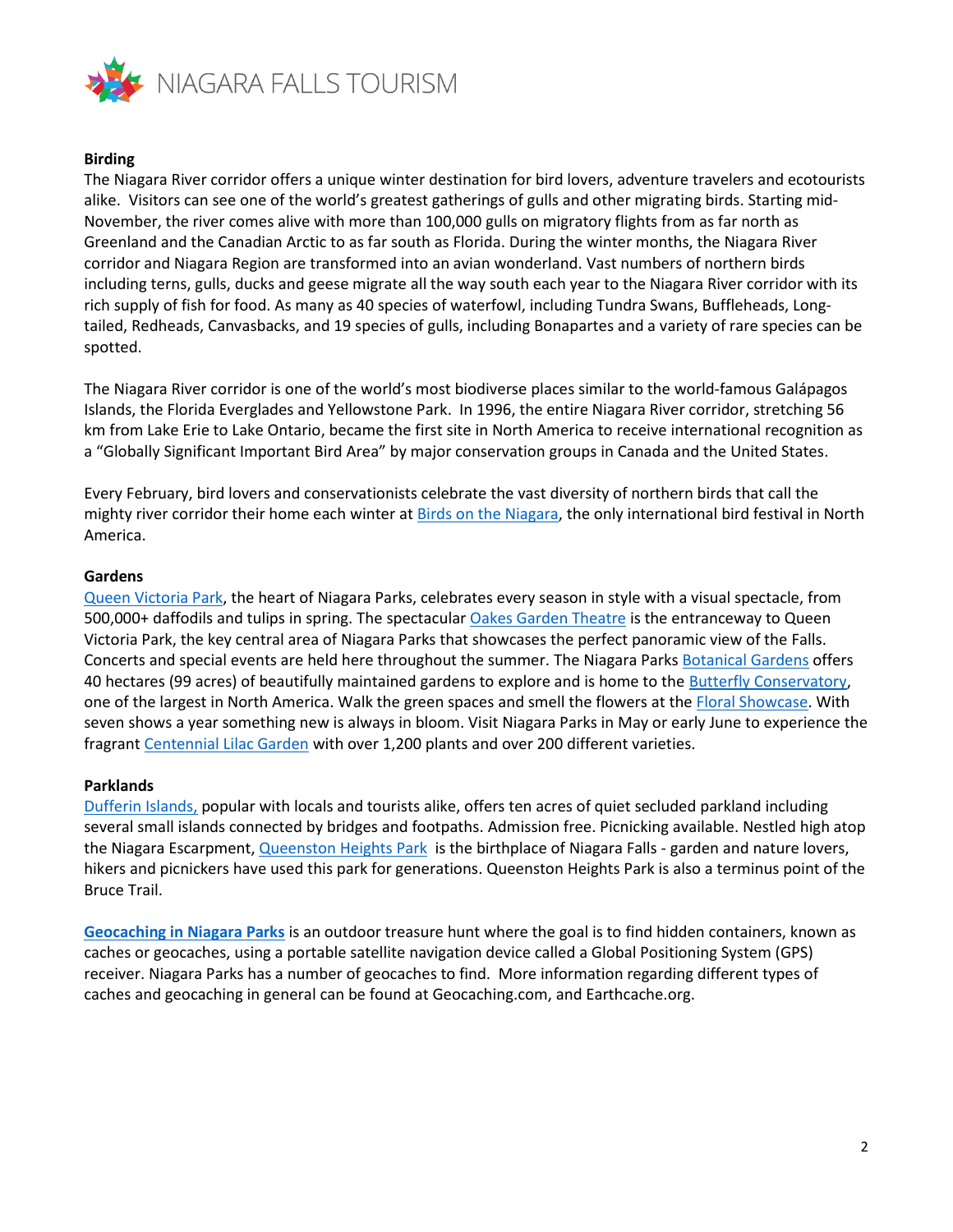**Birding**

The Niagara River corridor offers a unique winter destination for bird lovers, adventure travelers and ecotourists alike. Visitors can see one of the world's greatest gatherings of gulls and other migrating birds. Starting mid-November, the river comes alive with more than 100,000 gulls on migratory flights from as far north as Greenland and the Canadian Arctic to as far south as Florida. During the winter months, the Niagara River corridor and Niagara Region are transformed into an avian wonderland. Vast numbers of northern birds including terns, gulls, ducks and geese migrate all the way south each year to the Niagara River corridor with its rich supply of fish for food. As many as 40 species of waterfowl, including Tundra Swans, Buffleheads, Long-tailed, Redheads, Canvasbacks, and 19 species of gulls, including Bonapartes and a variety of rare species can be spotted.

The Niagara River corridor is one of the world's most biodiverse places similar to the world-famous Galápagos Islands, the Florida Everglades and Yellowstone Park. In 1996, the entire Niagara River corridor, stretching 56 km from Lake Erie to Lake Ontario, became the first site in North America to receive international recognition as a "Globally Significant Important Bird Area" by major conservation groups in Canada and the United States.

Every February, bird lovers and conservationists celebrate the vast diversity of northern birds that call the mighty river corridor their home each winter at Birds on the Niagara, the only international bird festival in North America.

**Gardens**

Queen Victoria Park, the heart of Niagara Parks, celebrates every season in style with a visual spectacle, from 500,000+ daffodils and tulips in spring. The spectacular Oakes Garden Theatre is the entranceway to Queen Victoria Park, the key central area of Niagara Parks that showcases the perfect panoramic view of the Falls. Concerts and special events are held here throughout the summer. The Niagara Parks Botanical Gardens offers 40 hectares (99 acres) of beautifully maintained gardens to explore and is home to the Butterfly Conservatory, one of the largest in North America. Walk the green spaces and smell the flowers at the Floral Showcase. With seven shows a year something new is always in bloom. Visit Niagara Parks in May or early June to experience the fragrant Centennial Lilac Garden with over 1,200 plants and over 200 different varieties.

**Parklands**

Dufferin Islands, popular with locals and tourists alike, offers ten acres of quiet secluded parkland including several small islands connected by bridges and footpaths. Admission free. Picnicking available. Nestled high atop the Niagara Escarpment, Queenston Heights Park is the birthplace of Niagara Falls - garden and nature lovers, hikers and picnickers have used this park for generations. Queenston Heights Park is also a terminus point of the Bruce Trail.

**Geocaching in Niagara Parks** is an outdoor treasure hunt where the goal is to find hidden containers, known as caches or geocaches, using a portable satellite navigation device called a Global Positioning System (GPS) receiver. Niagara Parks has a number of geocaches to find. More information regarding different types of caches and geocaching in general can be found at Geocaching.com, and Earthcache.org.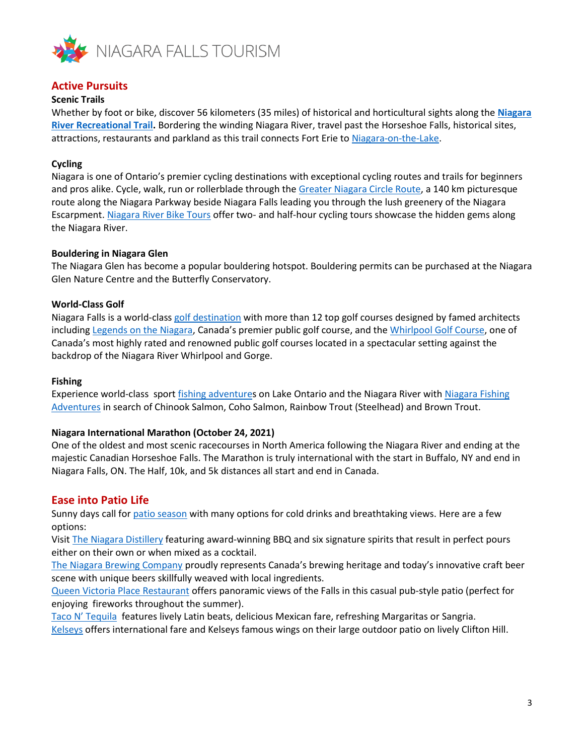## Active Pursuits

**Scenic Trails**

Whether by foot or bike, discover 56 kilometers (35 miles) of historical and horticultural sights along the **Niagara River Recreational Trail.** Bordering the winding Niagara River, travel past the Horseshoe Falls, historical sites, attractions, restaurants and parkland as this trail connects Fort Erie to Niagara-on-the-Lake.

**Cycling**

Niagara is one of Ontario's premier cycling destinations with exceptional cycling routes and trails for beginners and pros alike. Cycle, walk, run or rollerblade through the Greater Niagara Circle Route, a 140 km picturesque route along the Niagara Parkway beside Niagara Falls leading you through the lush greenery of the Niagara Escarpment. Niagara River Bike Tours offer two- and half-hour cycling tours showcase the hidden gems along the Niagara River.

**Bouldering in Niagara Glen**

The Niagara Glen has become a popular bouldering hotspot. Bouldering permits can be purchased at the Niagara Glen Nature Centre and the Butterfly Conservatory.

**World-Class Golf**

Niagara Falls is a world-class golf destination with more than 12 top golf courses designed by famed architects including Legends on the Niagara, Canada's premier public golf course, and the Whirlpool Golf Course, one of Canada's most highly rated and renowned public golf courses located in a spectacular setting against the backdrop of the Niagara River Whirlpool and Gorge.

**Fishing**

Experience world-class sport fishing adventures on Lake Ontario and the Niagara River with Niagara Fishing Adventures in search of Chinook Salmon, Coho Salmon, Rainbow Trout (Steelhead) and Brown Trout.

**Niagara International Marathon (October 24, 2021)**

One of the oldest and most scenic racecourses in North America following the Niagara River and ending at the majestic Canadian Horseshoe Falls. The Marathon is truly international with the start in Buffalo, NY and end in Niagara Falls, ON. The Half, 10k, and 5k distances all start and end in Canada.

## Ease into Patio Life

Sunny days call for patio season with many options for cold drinks and breathtaking views. Here are a few options:

Visit The Niagara Distillery featuring award-winning BBQ and six signature spirits that result in perfect pours either on their own or when mixed as a cocktail.

The Niagara Brewing Company proudly represents Canada's brewing heritage and today's innovative craft beer scene with unique beers skillfully weaved with local ingredients.

Queen Victoria Place Restaurant offers panoramic views of the Falls in this casual pub-style patio (perfect for enjoying fireworks throughout the summer).

Taco N' Tequila features lively Latin beats, delicious Mexican fare, refreshing Margaritas or Sangria.

Kelseys offers international fare and Kelseys famous wings on their large outdoor patio on lively Clifton Hill.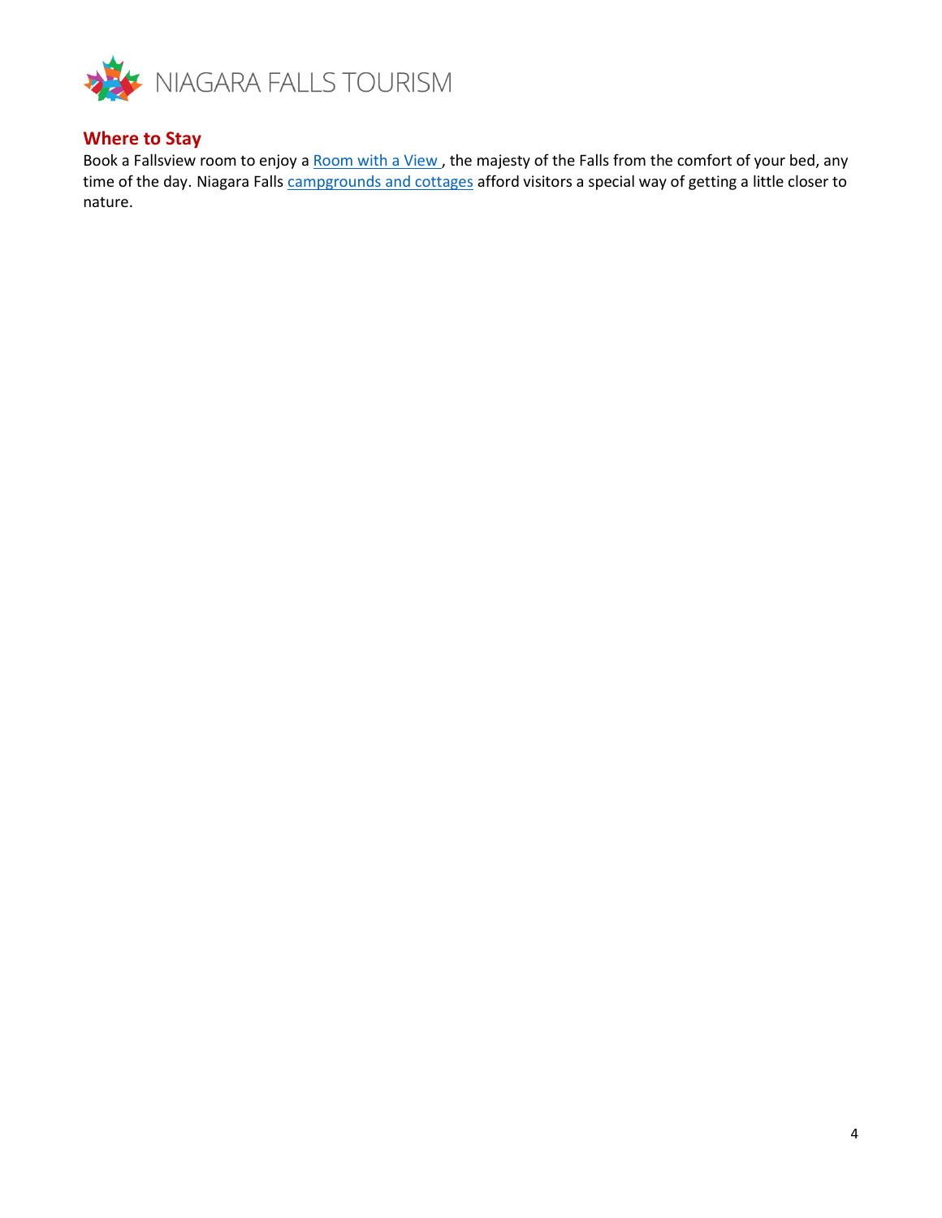## Where to Stay

Book a Fallsview room to enjoy a Room with a View , the majesty of the Falls from the comfort of your bed, any time of the day. Niagara Falls campgrounds and cottages afford visitors a special way of getting a little closer to nature.